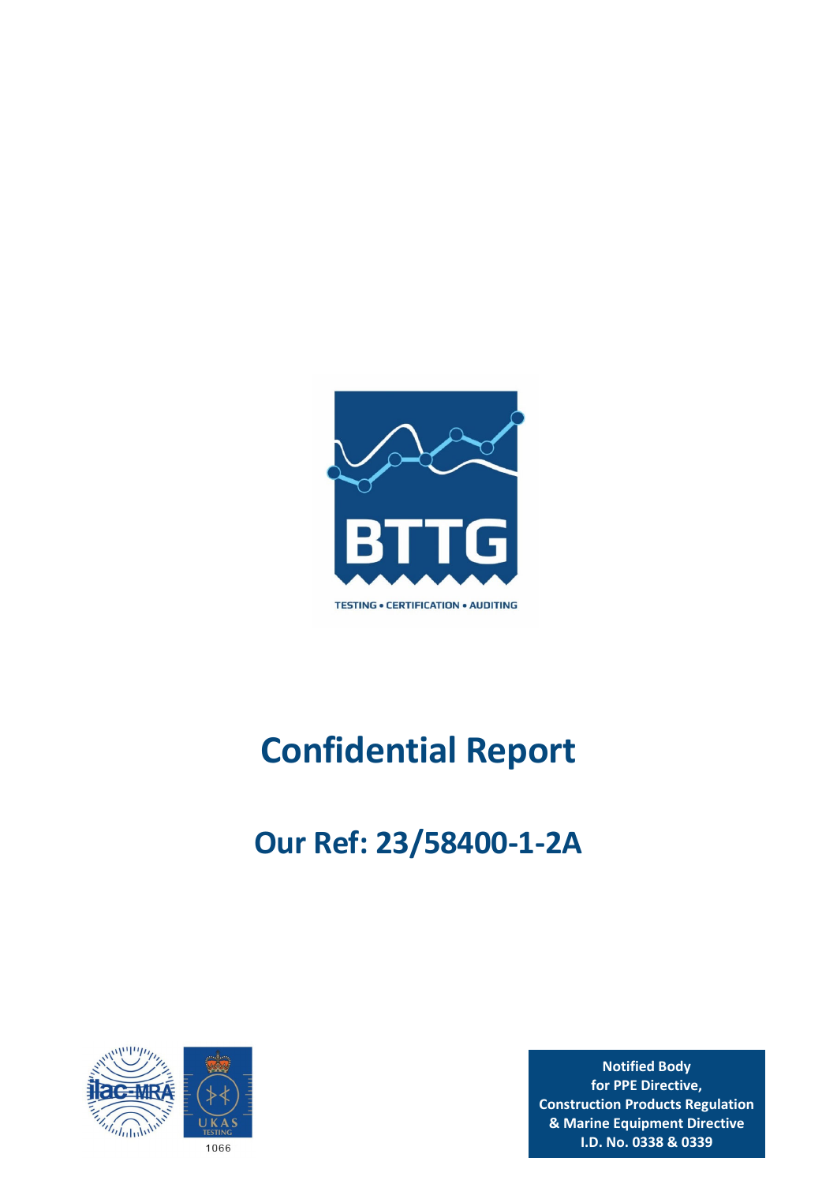BTTG

TESTING • CERTIFICATION • AUDITING

# Confidential Report

## Our Ref: 23/58400-1-2A

1066

**Notified Body**
**for PPE Directive,**
**Construction Products Regulation**
**& Marine Equipment Directive**
**I.D. No. 0338 & 0339**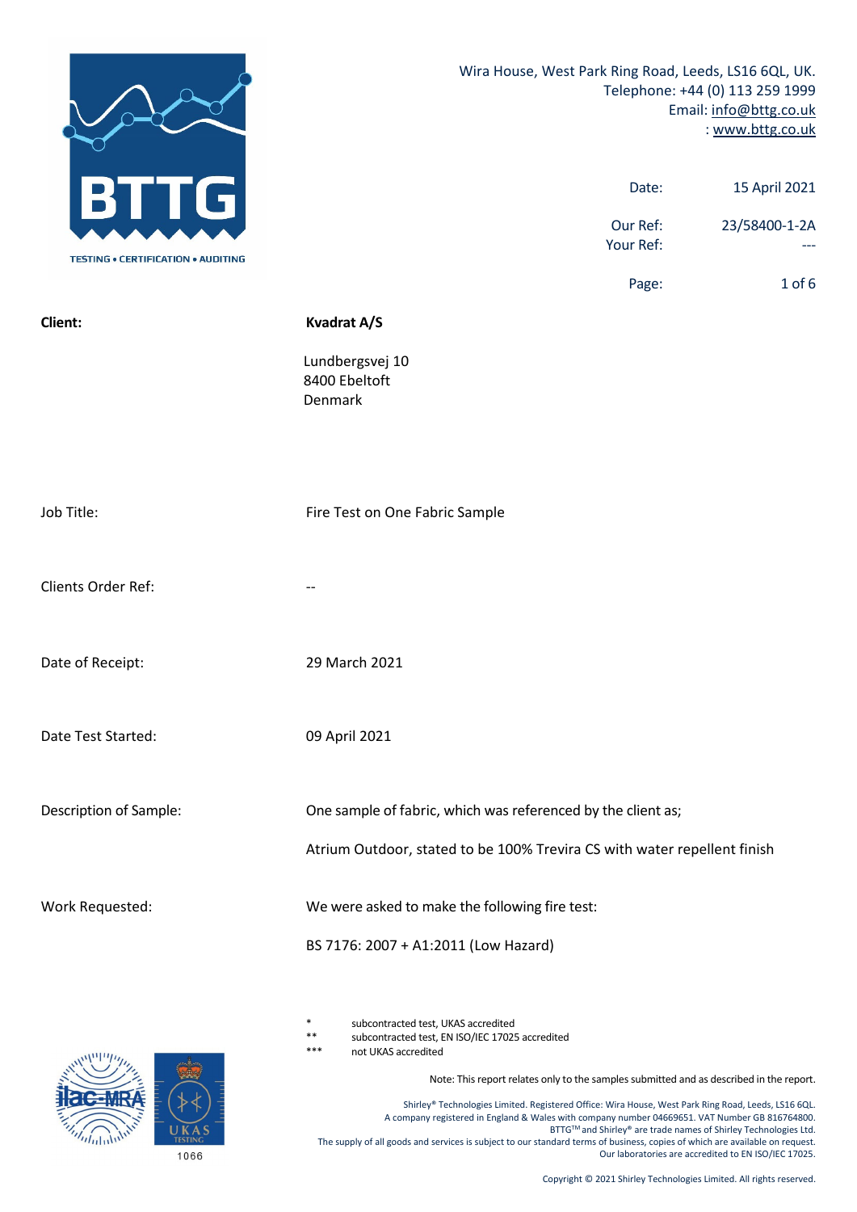BTTG

TESTING • CERTIFICATION • AUDITING

Wira House, West Park Ring Road, Leeds, LS16 6QL, UK.
Telephone: +44 (0) 113 259 1999
Email: info@bttg.co.uk
: www.bttg.co.uk

| | |
|---|---|
| Date: | 15 April 2021 |
| Our Ref: | 23/58400-1-2A |
| Your Ref: | --- |

| | |
|---|---|
| **Client:** | **Kvadrat A/S** |
| | Lundbergsvej 10<br>8400 Ebeltoft<br>Denmark |
| Job Title: | Fire Test on One Fabric Sample |
| Clients Order Ref: | -- |
| Date of Receipt: | 29 March 2021 |
| Date Test Started: | 09 April 2021 |
| Description of Sample: | One sample of fabric, which was referenced by the client as;<br><br>Atrium Outdoor, stated to be 100% Trevira CS with water repellent finish |
| Work Requested: | We were asked to make the following fire test:<br><br>BS 7176: 2007 + A1:2011 (Low Hazard) |

\* subcontracted test, UKAS accredited
\*\* subcontracted test, EN ISO/IEC 17025 accredited
\*\*\* not UKAS accredited

Note: This report relates only to the samples submitted and as described in the report.

Shirley® Technologies Limited. Registered Office: Wira House, West Park Ring Road, Leeds, LS16 6QL.
A company registered in England & Wales with company number 04669651. VAT Number GB 816764800.
BTTG™ and Shirley® are trade names of Shirley Technologies Ltd.
The supply of all goods and services is subject to our standard terms of business, copies of which are available on request.
Our laboratories are accredited to EN ISO/IEC 17025.

ilac-MRA UKAS TESTING 1066

Copyright © 2021 Shirley Technologies Limited. All rights reserved.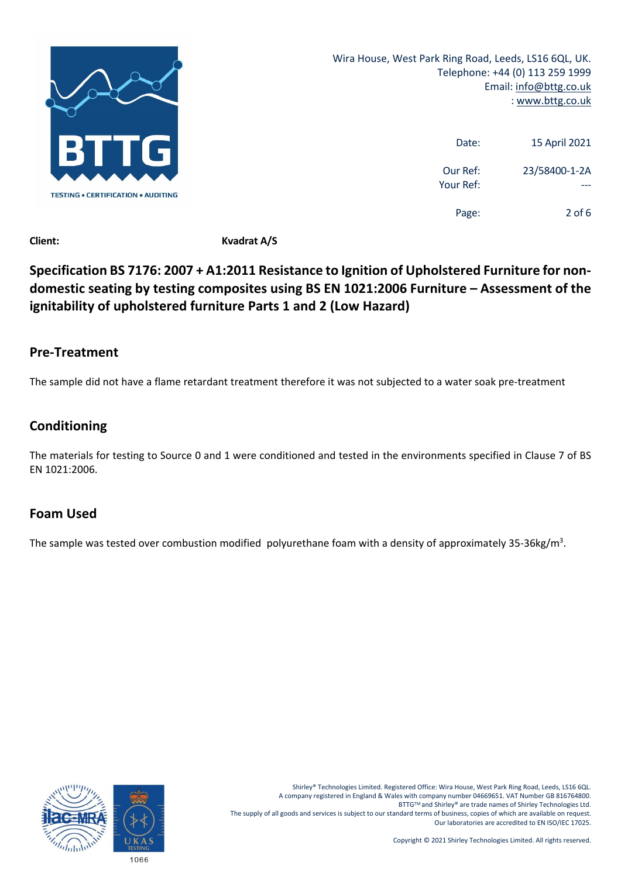**Client:** **Kvadrat A/S**

## Specification BS 7176: 2007 + A1:2011 Resistance to Ignition of Upholstered Furniture for non-domestic seating by testing composites using BS EN 1021:2006 Furniture – Assessment of the ignitability of upholstered furniture Parts 1 and 2 (Low Hazard)

## Pre-Treatment

The sample did not have a flame retardant treatment therefore it was not subjected to a water soak pre-treatment

## Conditioning

The materials for testing to Source 0 and 1 were conditioned and tested in the environments specified in Clause 7 of BS EN 1021:2006.

## Foam Used

The sample was tested over combustion modified polyurethane foam with a density of approximately 35-36kg/$m^3$.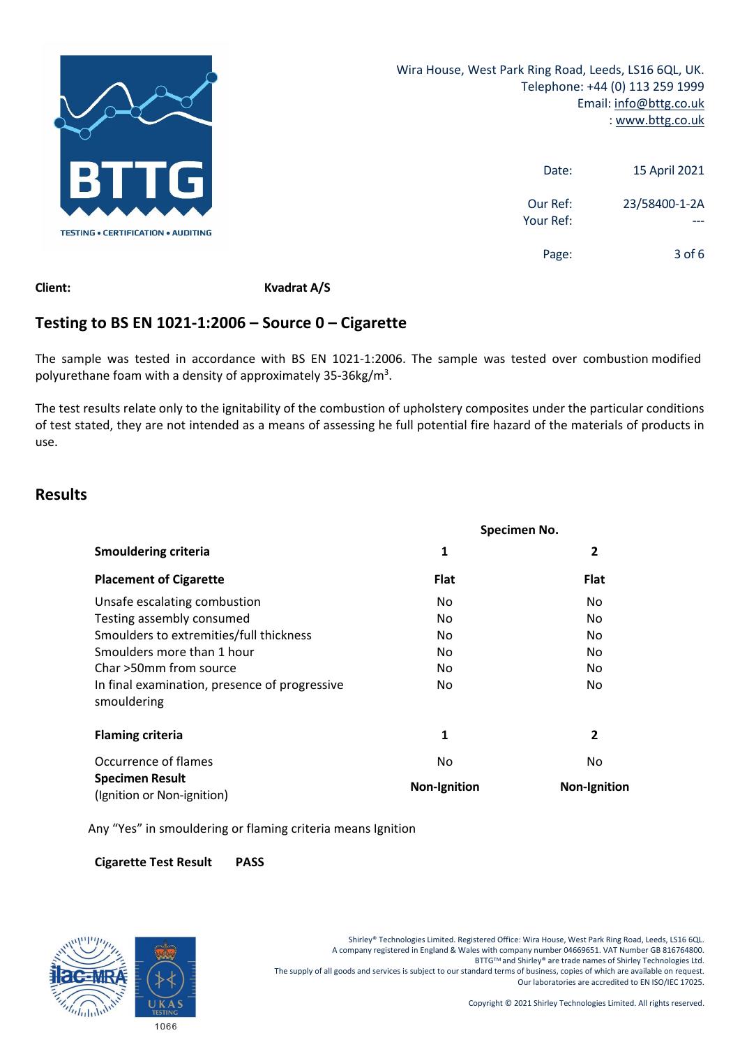Wira House, West Park Ring Road, Leeds, LS16 6QL, UK.
Telephone: +44 (0) 113 259 1999
Email: info@bttg.co.uk
: www.bttg.co.uk

Date: 15 April 2021

Our Ref: 23/58400-1-2A
Your Ref: ---

**Client:** **Kvadrat A/S**

## Testing to BS EN 1021-1:2006 – Source 0 – Cigarette

The sample was tested in accordance with BS EN 1021-1:2006. The sample was tested over combustion modified polyurethane foam with a density of approximately 35-36kg/m$^3$.

The test results relate only to the ignitability of the combustion of upholstery composites under the particular conditions of test stated, they are not intended as a means of assessing he full potential fire hazard of the materials of products in use.

## Results

| | Specimen No. | |
|---|---|---|
| **Smouldering criteria** | **1** | **2** |
| **Placement of Cigarette** | **Flat** | **Flat** |
| Unsafe escalating combustion | No | No |
| Testing assembly consumed | No | No |
| Smoulders to extremities/full thickness | No | No |
| Smoulders more than 1 hour | No | No |
| Char >50mm from source | No | No |
| In final examination, presence of progressive smouldering | No | No |
| **Flaming criteria** | **1** | **2** |
| Occurrence of flames | No | No |
| **Specimen Result** (Ignition or Non-ignition) | **Non-Ignition** | **Non-Ignition** |

Any "Yes" in smouldering or flaming criteria means Ignition

**Cigarette Test Result** **PASS**

Shirley® Technologies Limited. Registered Office: Wira House, West Park Ring Road, Leeds, LS16 6QL.
A company registered in England & Wales with company number 04669651. VAT Number GB 816764800.
BTTG™ and Shirley® are trade names of Shirley Technologies Ltd.
The supply of all goods and services is subject to our standard terms of business, copies of which are available on request.
Our laboratories are accredited to EN ISO/IEC 17025.

Copyright © 2021 Shirley Technologies Limited. All rights reserved.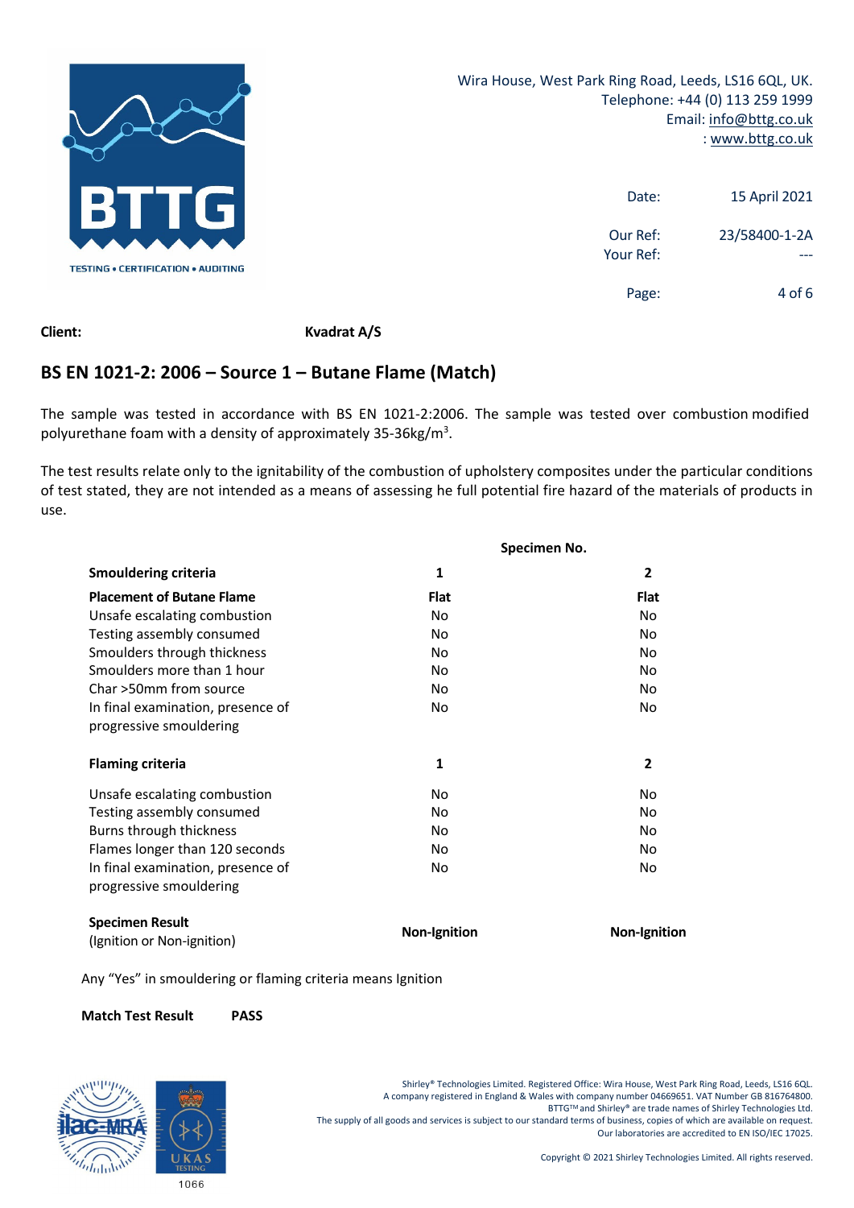**Client:** **Kvadrat A/S**

## BS EN 1021-2: 2006 – Source 1 – Butane Flame (Match)

The sample was tested in accordance with BS EN 1021-2:2006. The sample was tested over combustion modified polyurethane foam with a density of approximately 35-36kg/m$^3$.

The test results relate only to the ignitability of the combustion of upholstery composites under the particular conditions of test stated, they are not intended as a means of assessing he full potential fire hazard of the materials of products in use.

| | Specimen No. | |
|---|---|---|
| **Smouldering criteria** | **1** | **2** |
| **Placement of Butane Flame** | **Flat** | **Flat** |
| Unsafe escalating combustion | No | No |
| Testing assembly consumed | No | No |
| Smoulders through thickness | No | No |
| Smoulders more than 1 hour | No | No |
| Char >50mm from source | No | No |
| In final examination, presence of progressive smouldering | No | No |
| **Flaming criteria** | **1** | **2** |
| Unsafe escalating combustion | No | No |
| Testing assembly consumed | No | No |
| Burns through thickness | No | No |
| Flames longer than 120 seconds | No | No |
| In final examination, presence of progressive smouldering | No | No |
| **Specimen Result** (Ignition or Non-ignition) | **Non-Ignition** | **Non-Ignition** |

Any "Yes" in smouldering or flaming criteria means Ignition

**Match Test Result** **PASS**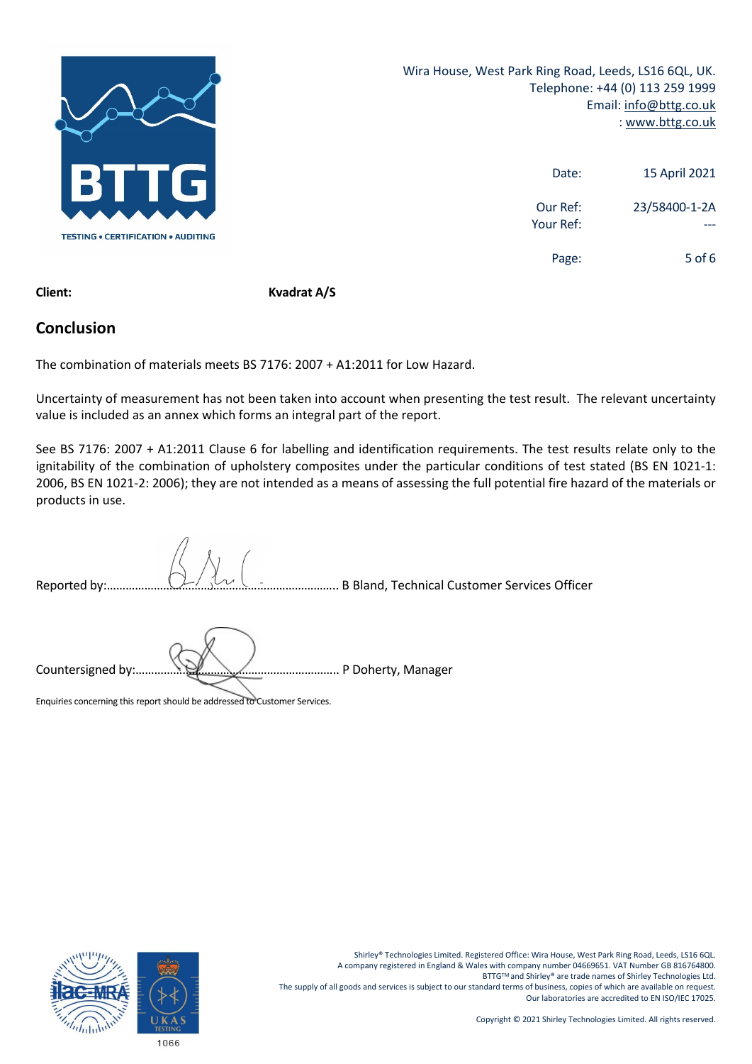Wira House, West Park Ring Road, Leeds, LS16 6QL, UK.
Telephone: +44 (0) 113 259 1999
Email: info@bttg.co.uk
: www.bttg.co.uk

Date: 15 April 2021

Our Ref: 23/58400-1-2A
Your Ref: ---

**Client:** **Kvadrat A/S**

## Conclusion

The combination of materials meets BS 7176: 2007 + A1:2011 for Low Hazard.

Uncertainty of measurement has not been taken into account when presenting the test result. The relevant uncertainty value is included as an annex which forms an integral part of the report.

See BS 7176: 2007 + A1:2011 Clause 6 for labelling and identification requirements. The test results relate only to the ignitability of the combination of upholstery composites under the particular conditions of test stated (BS EN 1021-1: 2006, BS EN 1021-2: 2006); they are not intended as a means of assessing the full potential fire hazard of the materials or products in use.

Reported by:........................................................................ B Bland, Technical Customer Services Officer

Countersigned by:............................................................. P Doherty, Manager

Enquiries concerning this report should be addressed to Customer Services.

Shirley® Technologies Limited. Registered Office: Wira House, West Park Ring Road, Leeds, LS16 6QL.
A company registered in England & Wales with company number 04669651. VAT Number GB 816764800.
BTTG™ and Shirley® are trade names of Shirley Technologies Ltd.
The supply of all goods and services is subject to our standard terms of business, copies of which are available on request.
Our laboratories are accredited to EN ISO/IEC 17025.

Copyright © 2021 Shirley Technologies Limited. All rights reserved.

1066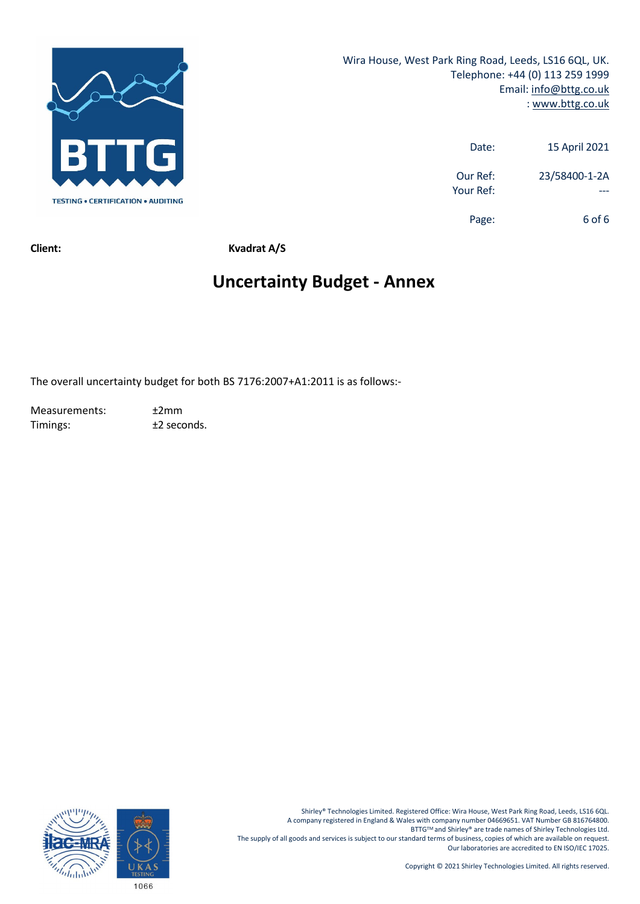Wira House, West Park Ring Road, Leeds, LS16 6QL, UK.
Telephone: +44 (0) 113 259 1999
Email: info@bttg.co.uk
: www.bttg.co.uk

| | |
|---|---|
| Date: | 15 April 2021 |
| Our Ref: | 23/58400-1-2A |
| Your Ref: | --- |

**Client:** **Kvadrat A/S**

# Uncertainty Budget - Annex

The overall uncertainty budget for both BS 7176:2007+A1:2011 is as follows:-

| | |
|---|---|
| Measurements: | ±2mm |
| Timings: | ±2 seconds. |

Shirley® Technologies Limited. Registered Office: Wira House, West Park Ring Road, Leeds, LS16 6QL.
A company registered in England & Wales with company number 04669651. VAT Number GB 816764800.
BTTG™ and Shirley® are trade names of Shirley Technologies Ltd.
The supply of all goods and services is subject to our standard terms of business, copies of which are available on request.
Our laboratories are accredited to EN ISO/IEC 17025.

Copyright © 2021 Shirley Technologies Limited. All rights reserved.